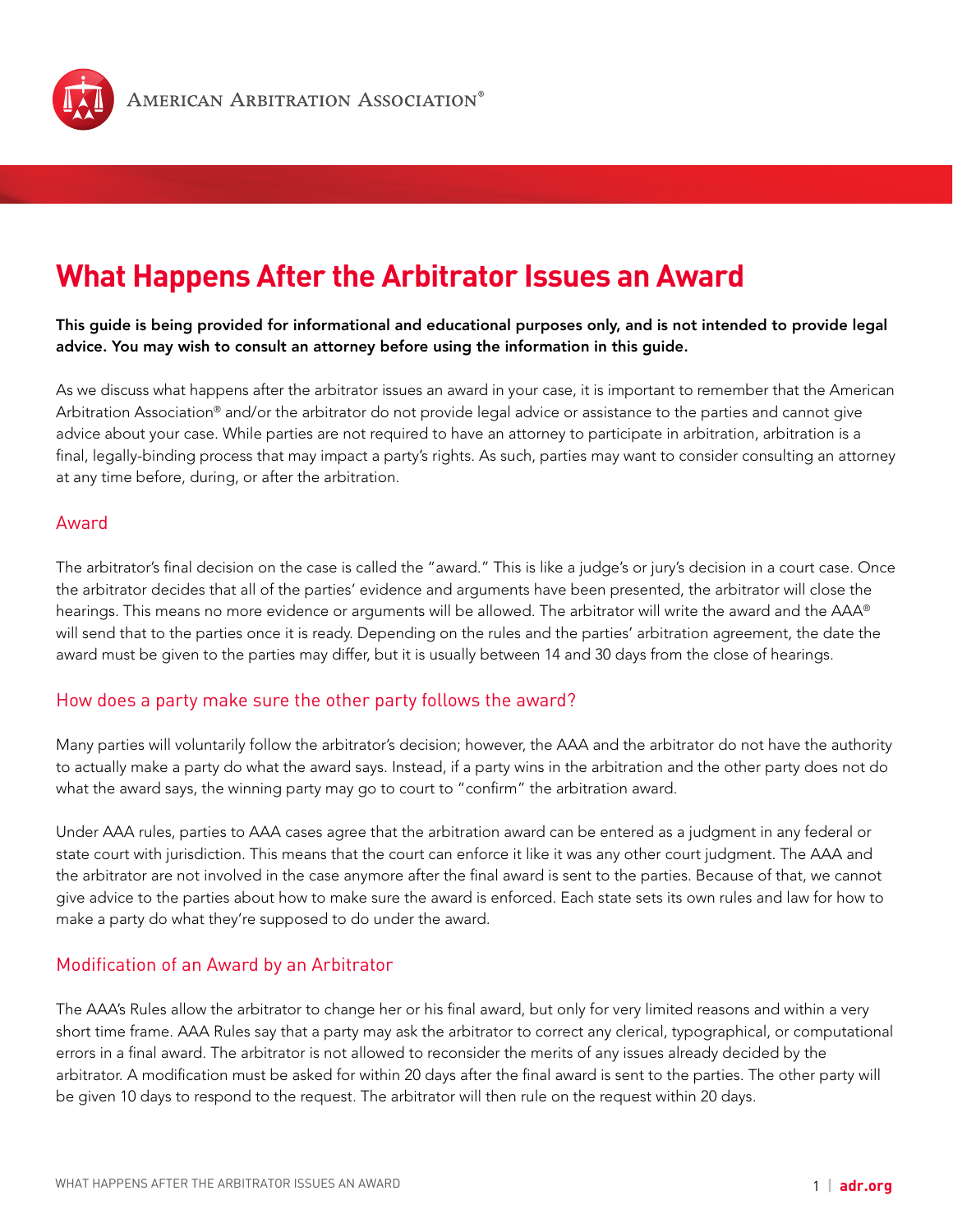American Arbitration Association®

# What Happens After the Arbitrator Issues an Award

**This guide is being provided for informational and educational purposes only, and is not intended to provide legal advice. You may wish to consult an attorney before using the information in this guide.**

As we discuss what happens after the arbitrator issues an award in your case, it is important to remember that the American Arbitration Association® and/or the arbitrator do not provide legal advice or assistance to the parties and cannot give advice about your case. While parties are not required to have an attorney to participate in arbitration, arbitration is a final, legally-binding process that may impact a party's rights. As such, parties may want to consider consulting an attorney at any time before, during, or after the arbitration.

## Award

The arbitrator's final decision on the case is called the "award." This is like a judge's or jury's decision in a court case. Once the arbitrator decides that all of the parties' evidence and arguments have been presented, the arbitrator will close the hearings. This means no more evidence or arguments will be allowed. The arbitrator will write the award and the AAA® will send that to the parties once it is ready. Depending on the rules and the parties' arbitration agreement, the date the award must be given to the parties may differ, but it is usually between 14 and 30 days from the close of hearings.

## How does a party make sure the other party follows the award?

Many parties will voluntarily follow the arbitrator's decision; however, the AAA and the arbitrator do not have the authority to actually make a party do what the award says. Instead, if a party wins in the arbitration and the other party does not do what the award says, the winning party may go to court to "confirm" the arbitration award.

Under AAA rules, parties to AAA cases agree that the arbitration award can be entered as a judgment in any federal or state court with jurisdiction. This means that the court can enforce it like it was any other court judgment. The AAA and the arbitrator are not involved in the case anymore after the final award is sent to the parties. Because of that, we cannot give advice to the parties about how to make sure the award is enforced. Each state sets its own rules and law for how to make a party do what they're supposed to do under the award.

## Modification of an Award by an Arbitrator

The AAA's Rules allow the arbitrator to change her or his final award, but only for very limited reasons and within a very short time frame. AAA Rules say that a party may ask the arbitrator to correct any clerical, typographical, or computational errors in a final award. The arbitrator is not allowed to reconsider the merits of any issues already decided by the arbitrator. A modification must be asked for within 20 days after the final award is sent to the parties. The other party will be given 10 days to respond to the request. The arbitrator will then rule on the request within 20 days.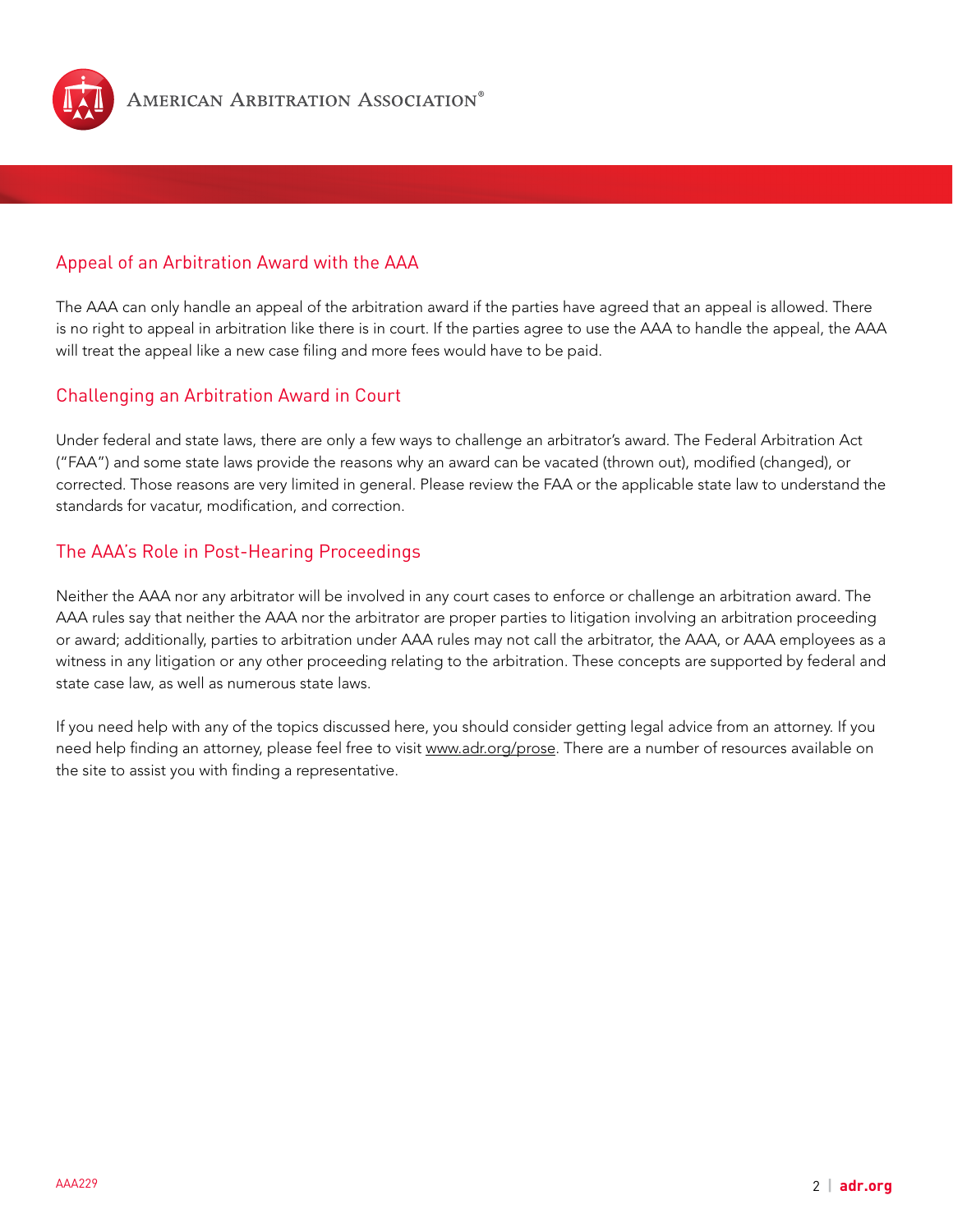## Appeal of an Arbitration Award with the AAA

The AAA can only handle an appeal of the arbitration award if the parties have agreed that an appeal is allowed. There is no right to appeal in arbitration like there is in court. If the parties agree to use the AAA to handle the appeal, the AAA will treat the appeal like a new case filing and more fees would have to be paid.

## Challenging an Arbitration Award in Court

Under federal and state laws, there are only a few ways to challenge an arbitrator's award. The Federal Arbitration Act ("FAA") and some state laws provide the reasons why an award can be vacated (thrown out), modified (changed), or corrected. Those reasons are very limited in general. Please review the FAA or the applicable state law to understand the standards for vacatur, modification, and correction.

## The AAA's Role in Post-Hearing Proceedings

Neither the AAA nor any arbitrator will be involved in any court cases to enforce or challenge an arbitration award. The AAA rules say that neither the AAA nor the arbitrator are proper parties to litigation involving an arbitration proceeding or award; additionally, parties to arbitration under AAA rules may not call the arbitrator, the AAA, or AAA employees as a witness in any litigation or any other proceeding relating to the arbitration. These concepts are supported by federal and state case law, as well as numerous state laws.

If you need help with any of the topics discussed here, you should consider getting legal advice from an attorney. If you need help finding an attorney, please feel free to visit www.adr.org/prose. There are a number of resources available on the site to assist you with finding a representative.

AAA229